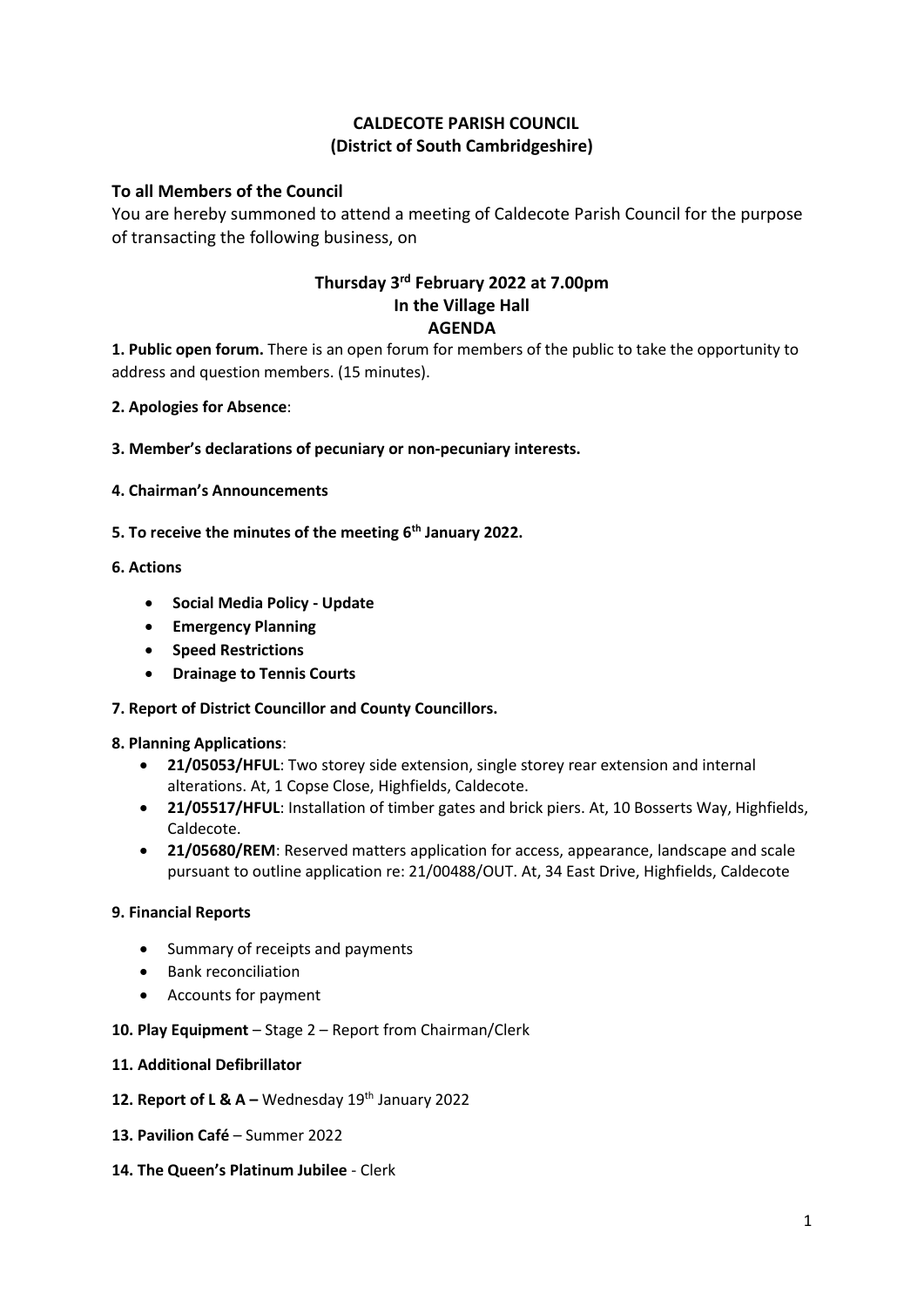# CALDECOTE PARISH COUNCIL
## (District of South Cambridgeshire)

**To all Members of the Council**

You are hereby summoned to attend a meeting of Caldecote Parish Council for the purpose of transacting the following business, on

**Thursday 3rd February 2022 at 7.00pm**
**In the Village Hall**
**AGENDA**

**1. Public open forum.** There is an open forum for members of the public to take the opportunity to address and question members. (15 minutes).

**2. Apologies for Absence**:

**3. Member's declarations of pecuniary or non-pecuniary interests.**

**4. Chairman's Announcements**

**5. To receive the minutes of the meeting 6th January 2022.**

**6. Actions**

- **Social Media Policy - Update**
- **Emergency Planning**
- **Speed Restrictions**
- **Drainage to Tennis Courts**

**7. Report of District Councillor and County Councillors.**

**8. Planning Applications**:

- **21/05053/HFUL**: Two storey side extension, single storey rear extension and internal alterations. At, 1 Copse Close, Highfields, Caldecote.
- **21/05517/HFUL**: Installation of timber gates and brick piers. At, 10 Bosserts Way, Highfields, Caldecote.
- **21/05680/REM**: Reserved matters application for access, appearance, landscape and scale pursuant to outline application re: 21/00488/OUT. At, 34 East Drive, Highfields, Caldecote

**9. Financial Reports**

- Summary of receipts and payments
- Bank reconciliation
- Accounts for payment

**10. Play Equipment** – Stage 2 – Report from Chairman/Clerk

**11. Additional Defibrillator**

**12. Report of L & A –** Wednesday 19th January 2022

**13. Pavilion Café** – Summer 2022

**14. The Queen's Platinum Jubilee** - Clerk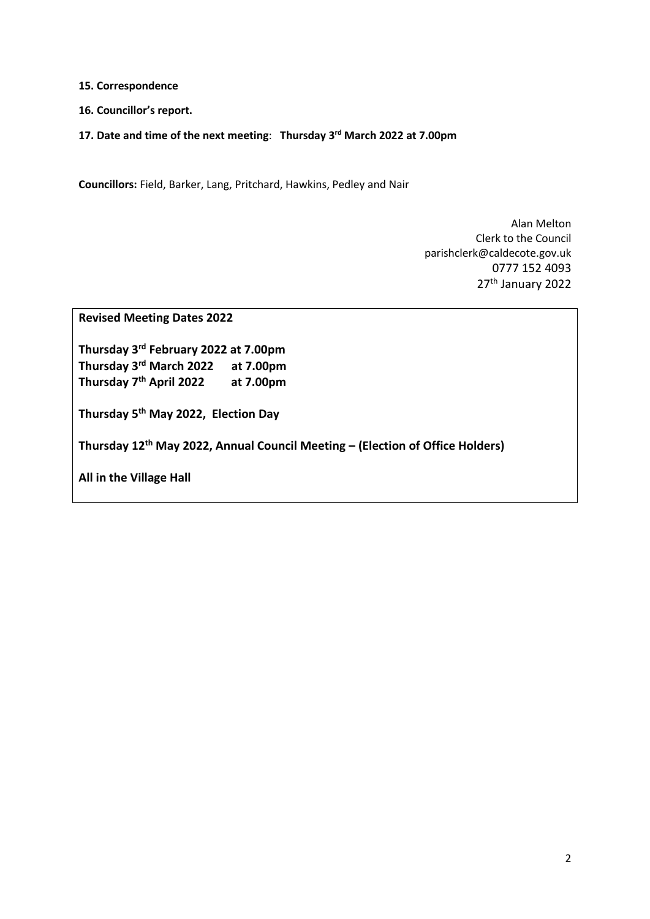**15. Correspondence**

**16. Councillor's report.**

**17. Date and time of the next meeting**: **Thursday 3rd March 2022 at 7.00pm**

**Councillors:** Field, Barker, Lang, Pritchard, Hawkins, Pedley and Nair

Alan Melton
Clerk to the Council
parishclerk@caldecote.gov.uk
0777 152 4093
27th January 2022

**Revised Meeting Dates 2022**

**Thursday 3rd February 2022 at 7.00pm**
**Thursday 3rd March 2022 at 7.00pm**
**Thursday 7th April 2022 at 7.00pm**

**Thursday 5th May 2022, Election Day**

**Thursday 12th May 2022, Annual Council Meeting – (Election of Office Holders)**

**All in the Village Hall**